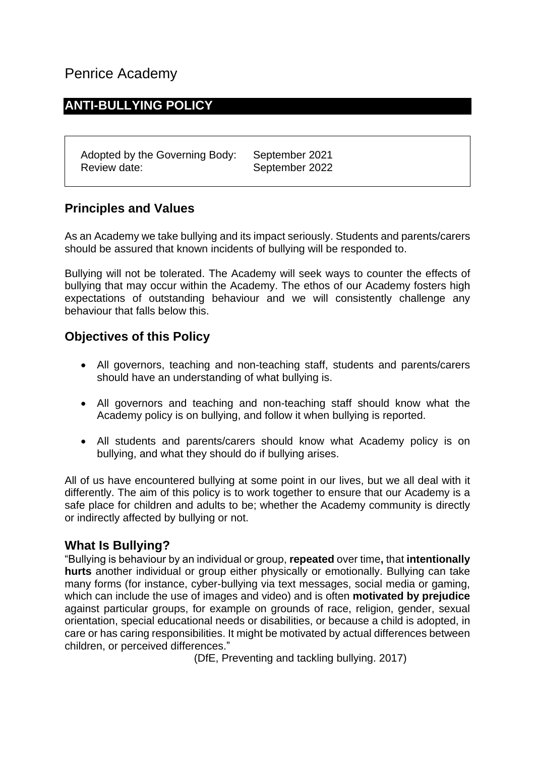# Penrice Academy

## ANTI-BULLYING POLICY

Adopted by the Governing Body: September 2021
Review date: September 2022

## Principles and Values

As an Academy we take bullying and its impact seriously. Students and parents/carers should be assured that known incidents of bullying will be responded to.

Bullying will not be tolerated. The Academy will seek ways to counter the effects of bullying that may occur within the Academy. The ethos of our Academy fosters high expectations of outstanding behaviour and we will consistently challenge any behaviour that falls below this.

## Objectives of this Policy

- All governors, teaching and non-teaching staff, students and parents/carers should have an understanding of what bullying is.
- All governors and teaching and non-teaching staff should know what the Academy policy is on bullying, and follow it when bullying is reported.
- All students and parents/carers should know what Academy policy is on bullying, and what they should do if bullying arises.

All of us have encountered bullying at some point in our lives, but we all deal with it differently. The aim of this policy is to work together to ensure that our Academy is a safe place for children and adults to be; whether the Academy community is directly or indirectly affected by bullying or not.

## What Is Bullying?

"Bullying is behaviour by an individual or group, **repeated** over time**,** that **intentionally hurts** another individual or group either physically or emotionally. Bullying can take many forms (for instance, cyber-bullying via text messages, social media or gaming, which can include the use of images and video) and is often **motivated by prejudice** against particular groups, for example on grounds of race, religion, gender, sexual orientation, special educational needs or disabilities, or because a child is adopted, in care or has caring responsibilities. It might be motivated by actual differences between children, or perceived differences."

(DfE, Preventing and tackling bullying. 2017)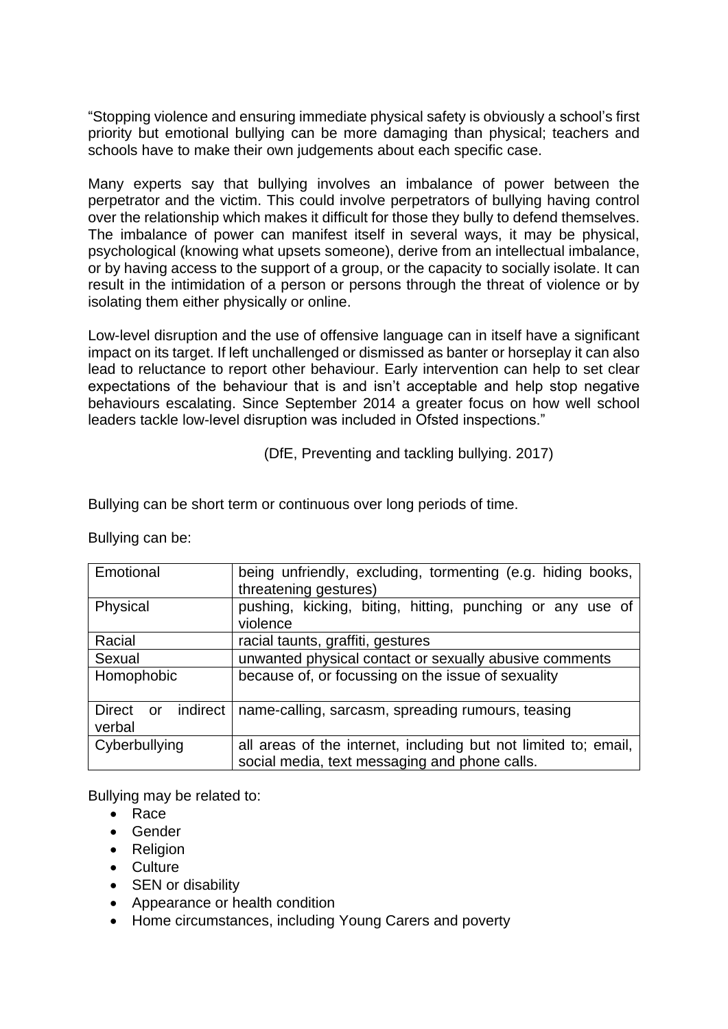"Stopping violence and ensuring immediate physical safety is obviously a school's first priority but emotional bullying can be more damaging than physical; teachers and schools have to make their own judgements about each specific case.

Many experts say that bullying involves an imbalance of power between the perpetrator and the victim. This could involve perpetrators of bullying having control over the relationship which makes it difficult for those they bully to defend themselves. The imbalance of power can manifest itself in several ways, it may be physical, psychological (knowing what upsets someone), derive from an intellectual imbalance, or by having access to the support of a group, or the capacity to socially isolate. It can result in the intimidation of a person or persons through the threat of violence or by isolating them either physically or online.

Low-level disruption and the use of offensive language can in itself have a significant impact on its target. If left unchallenged or dismissed as banter or horseplay it can also lead to reluctance to report other behaviour. Early intervention can help to set clear expectations of the behaviour that is and isn't acceptable and help stop negative behaviours escalating. Since September 2014 a greater focus on how well school leaders tackle low-level disruption was included in Ofsted inspections."

(DfE, Preventing and tackling bullying. 2017)

Bullying can be short term or continuous over long periods of time.

Bullying can be:

| | |
|---|---|
| Emotional | being unfriendly, excluding, tormenting (e.g. hiding books, threatening gestures) |
| Physical | pushing, kicking, biting, hitting, punching or any use of violence |
| Racial | racial taunts, graffiti, gestures |
| Sexual | unwanted physical contact or sexually abusive comments |
| Homophobic | because of, or focussing on the issue of sexuality |
| Direct or indirect verbal | name-calling, sarcasm, spreading rumours, teasing |
| Cyberbullying | all areas of the internet, including but not limited to; email, social media, text messaging and phone calls. |

Bullying may be related to:

- Race
- Gender
- Religion
- Culture
- SEN or disability
- Appearance or health condition
- Home circumstances, including Young Carers and poverty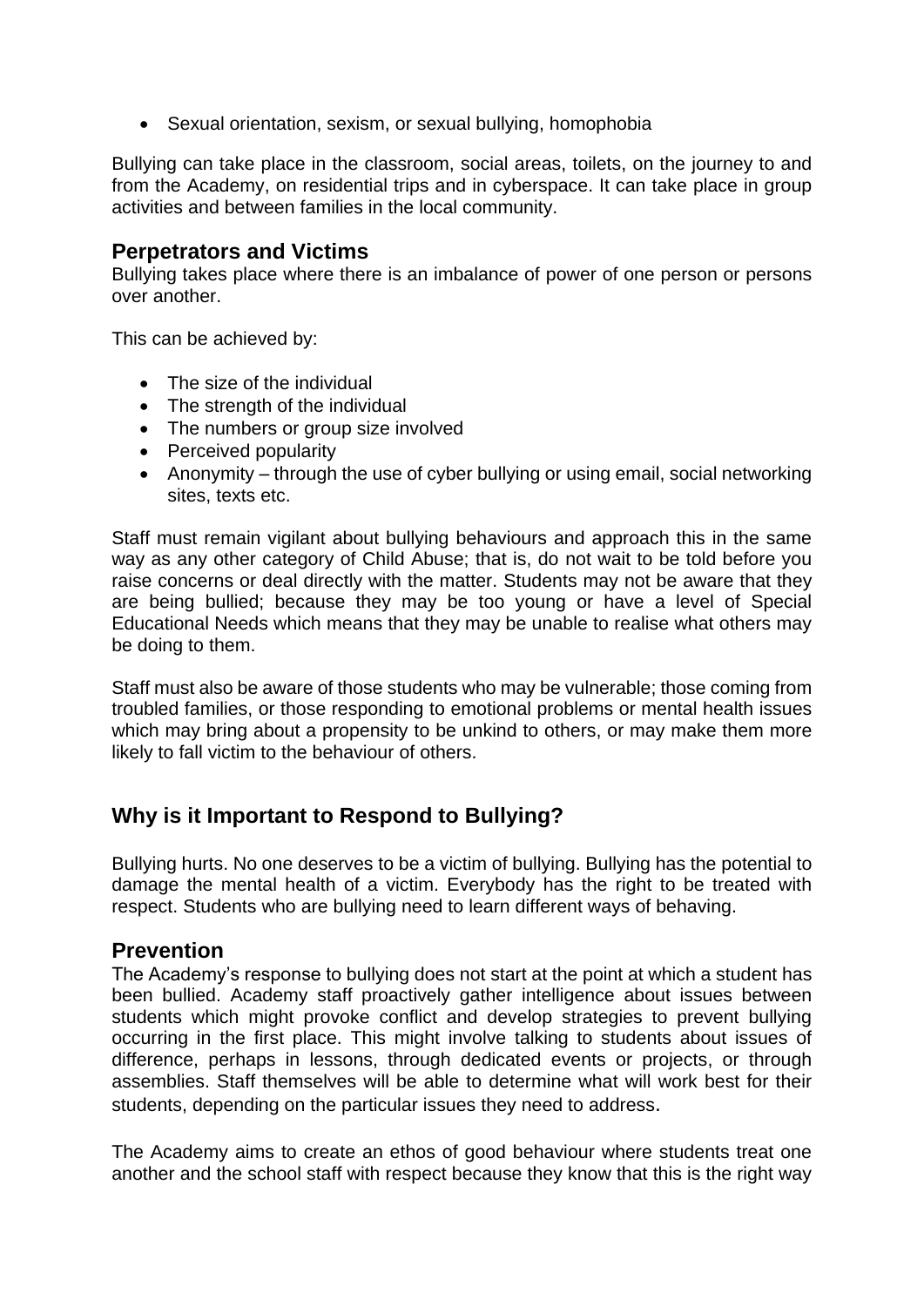- Sexual orientation, sexism, or sexual bullying, homophobia

Bullying can take place in the classroom, social areas, toilets, on the journey to and from the Academy, on residential trips and in cyberspace. It can take place in group activities and between families in the local community.

## Perpetrators and Victims

Bullying takes place where there is an imbalance of power of one person or persons over another.

This can be achieved by:

- The size of the individual
- The strength of the individual
- The numbers or group size involved
- Perceived popularity
- Anonymity – through the use of cyber bullying or using email, social networking sites, texts etc.

Staff must remain vigilant about bullying behaviours and approach this in the same way as any other category of Child Abuse; that is, do not wait to be told before you raise concerns or deal directly with the matter. Students may not be aware that they are being bullied; because they may be too young or have a level of Special Educational Needs which means that they may be unable to realise what others may be doing to them.

Staff must also be aware of those students who may be vulnerable; those coming from troubled families, or those responding to emotional problems or mental health issues which may bring about a propensity to be unkind to others, or may make them more likely to fall victim to the behaviour of others.

## Why is it Important to Respond to Bullying?

Bullying hurts. No one deserves to be a victim of bullying. Bullying has the potential to damage the mental health of a victim. Everybody has the right to be treated with respect. Students who are bullying need to learn different ways of behaving.

## Prevention

The Academy's response to bullying does not start at the point at which a student has been bullied. Academy staff proactively gather intelligence about issues between students which might provoke conflict and develop strategies to prevent bullying occurring in the first place. This might involve talking to students about issues of difference, perhaps in lessons, through dedicated events or projects, or through assemblies. Staff themselves will be able to determine what will work best for their students, depending on the particular issues they need to address.

The Academy aims to create an ethos of good behaviour where students treat one another and the school staff with respect because they know that this is the right way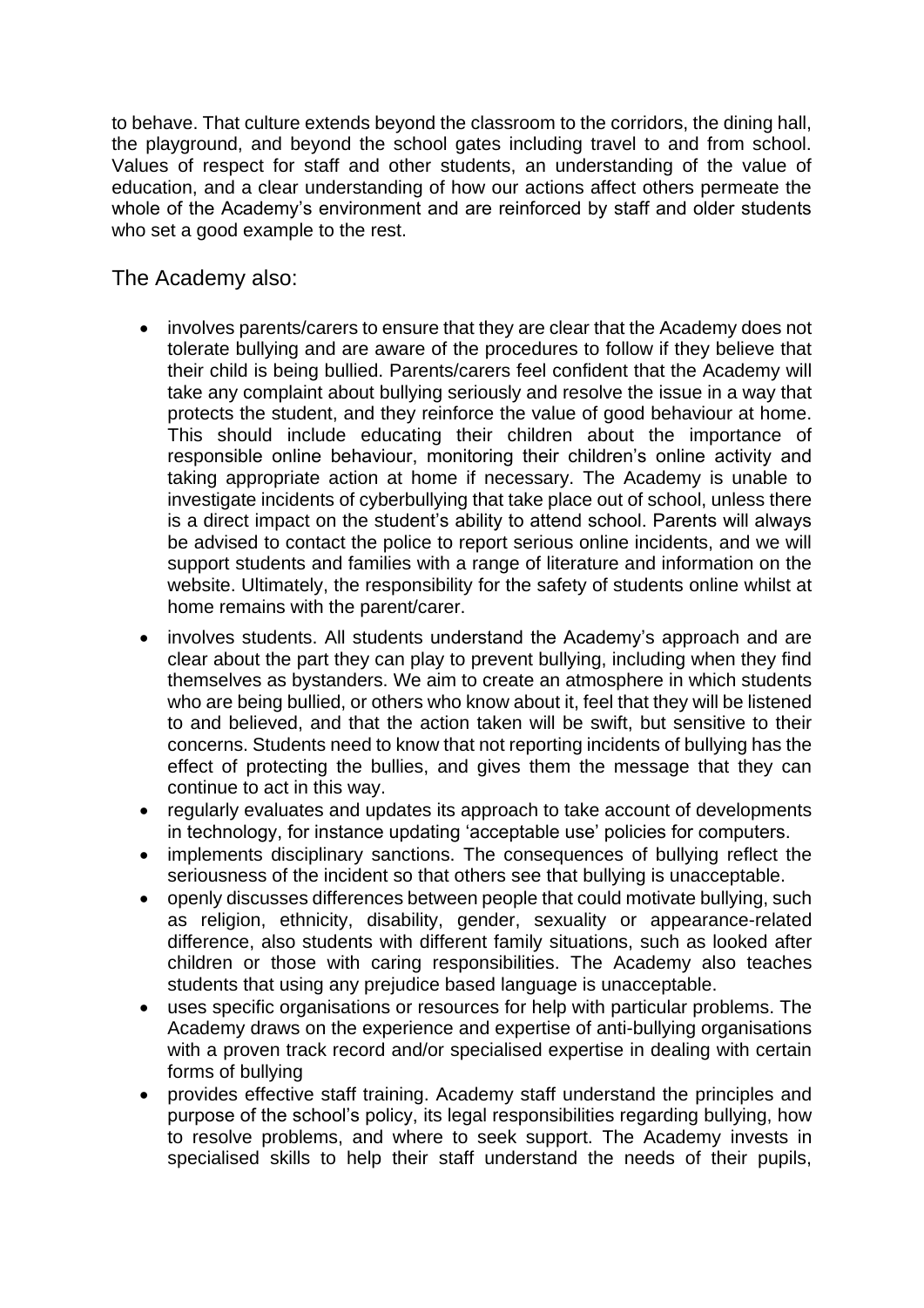to behave. That culture extends beyond the classroom to the corridors, the dining hall, the playground, and beyond the school gates including travel to and from school. Values of respect for staff and other students, an understanding of the value of education, and a clear understanding of how our actions affect others permeate the whole of the Academy's environment and are reinforced by staff and older students who set a good example to the rest.

## The Academy also:

- involves parents/carers to ensure that they are clear that the Academy does not tolerate bullying and are aware of the procedures to follow if they believe that their child is being bullied. Parents/carers feel confident that the Academy will take any complaint about bullying seriously and resolve the issue in a way that protects the student, and they reinforce the value of good behaviour at home. This should include educating their children about the importance of responsible online behaviour, monitoring their children's online activity and taking appropriate action at home if necessary. The Academy is unable to investigate incidents of cyberbullying that take place out of school, unless there is a direct impact on the student's ability to attend school. Parents will always be advised to contact the police to report serious online incidents, and we will support students and families with a range of literature and information on the website. Ultimately, the responsibility for the safety of students online whilst at home remains with the parent/carer.
- involves students. All students understand the Academy's approach and are clear about the part they can play to prevent bullying, including when they find themselves as bystanders. We aim to create an atmosphere in which students who are being bullied, or others who know about it, feel that they will be listened to and believed, and that the action taken will be swift, but sensitive to their concerns. Students need to know that not reporting incidents of bullying has the effect of protecting the bullies, and gives them the message that they can continue to act in this way.
- regularly evaluates and updates its approach to take account of developments in technology, for instance updating 'acceptable use' policies for computers.
- implements disciplinary sanctions. The consequences of bullying reflect the seriousness of the incident so that others see that bullying is unacceptable.
- openly discusses differences between people that could motivate bullying, such as religion, ethnicity, disability, gender, sexuality or appearance-related difference, also students with different family situations, such as looked after children or those with caring responsibilities. The Academy also teaches students that using any prejudice based language is unacceptable.
- uses specific organisations or resources for help with particular problems. The Academy draws on the experience and expertise of anti-bullying organisations with a proven track record and/or specialised expertise in dealing with certain forms of bullying
- provides effective staff training. Academy staff understand the principles and purpose of the school's policy, its legal responsibilities regarding bullying, how to resolve problems, and where to seek support. The Academy invests in specialised skills to help their staff understand the needs of their pupils,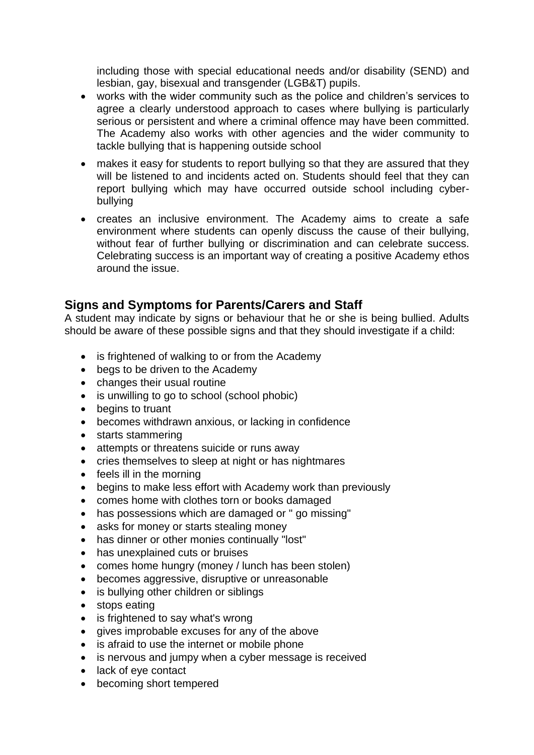including those with special educational needs and/or disability (SEND) and lesbian, gay, bisexual and transgender (LGB&T) pupils.

- works with the wider community such as the police and children's services to agree a clearly understood approach to cases where bullying is particularly serious or persistent and where a criminal offence may have been committed. The Academy also works with other agencies and the wider community to tackle bullying that is happening outside school
- makes it easy for students to report bullying so that they are assured that they will be listened to and incidents acted on. Students should feel that they can report bullying which may have occurred outside school including cyber-bullying
- creates an inclusive environment. The Academy aims to create a safe environment where students can openly discuss the cause of their bullying, without fear of further bullying or discrimination and can celebrate success. Celebrating success is an important way of creating a positive Academy ethos around the issue.

## Signs and Symptoms for Parents/Carers and Staff

A student may indicate by signs or behaviour that he or she is being bullied. Adults should be aware of these possible signs and that they should investigate if a child:

- is frightened of walking to or from the Academy
- begs to be driven to the Academy
- changes their usual routine
- is unwilling to go to school (school phobic)
- begins to truant
- becomes withdrawn anxious, or lacking in confidence
- starts stammering
- attempts or threatens suicide or runs away
- cries themselves to sleep at night or has nightmares
- feels ill in the morning
- begins to make less effort with Academy work than previously
- comes home with clothes torn or books damaged
- has possessions which are damaged or " go missing"
- asks for money or starts stealing money
- has dinner or other monies continually "lost"
- has unexplained cuts or bruises
- comes home hungry (money / lunch has been stolen)
- becomes aggressive, disruptive or unreasonable
- is bullying other children or siblings
- stops eating
- is frightened to say what's wrong
- gives improbable excuses for any of the above
- is afraid to use the internet or mobile phone
- is nervous and jumpy when a cyber message is received
- lack of eye contact
- becoming short tempered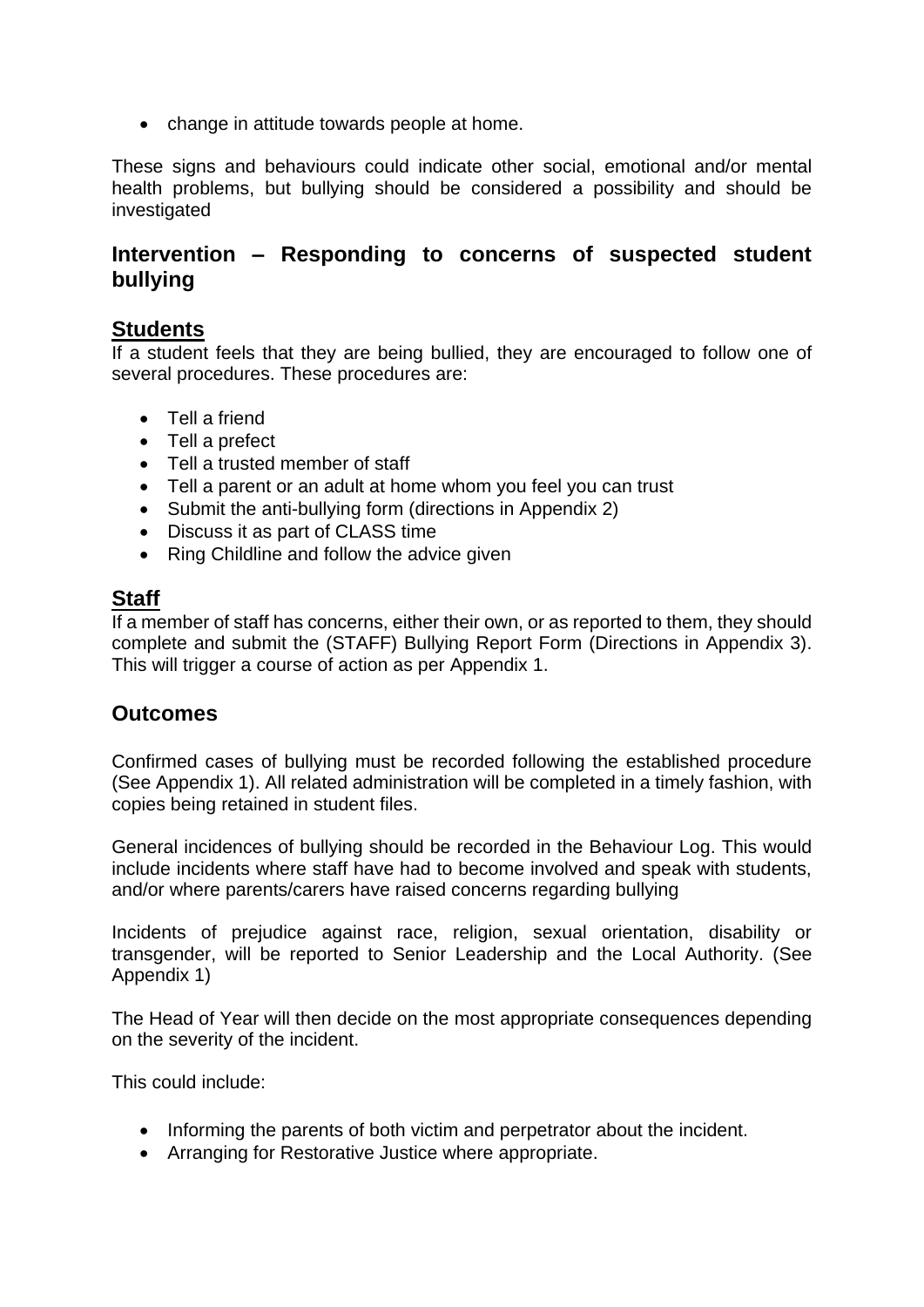- change in attitude towards people at home.

These signs and behaviours could indicate other social, emotional and/or mental health problems, but bullying should be considered a possibility and should be investigated

## Intervention – Responding to concerns of suspected student bullying

### Students

If a student feels that they are being bullied, they are encouraged to follow one of several procedures. These procedures are:

- Tell a friend
- Tell a prefect
- Tell a trusted member of staff
- Tell a parent or an adult at home whom you feel you can trust
- Submit the anti-bullying form (directions in Appendix 2)
- Discuss it as part of CLASS time
- Ring Childline and follow the advice given

### Staff

If a member of staff has concerns, either their own, or as reported to them, they should complete and submit the (STAFF) Bullying Report Form (Directions in Appendix 3). This will trigger a course of action as per Appendix 1.

## Outcomes

Confirmed cases of bullying must be recorded following the established procedure (See Appendix 1). All related administration will be completed in a timely fashion, with copies being retained in student files.

General incidences of bullying should be recorded in the Behaviour Log. This would include incidents where staff have had to become involved and speak with students, and/or where parents/carers have raised concerns regarding bullying

Incidents of prejudice against race, religion, sexual orientation, disability or transgender, will be reported to Senior Leadership and the Local Authority. (See Appendix 1)

The Head of Year will then decide on the most appropriate consequences depending on the severity of the incident.

This could include:

- Informing the parents of both victim and perpetrator about the incident.
- Arranging for Restorative Justice where appropriate.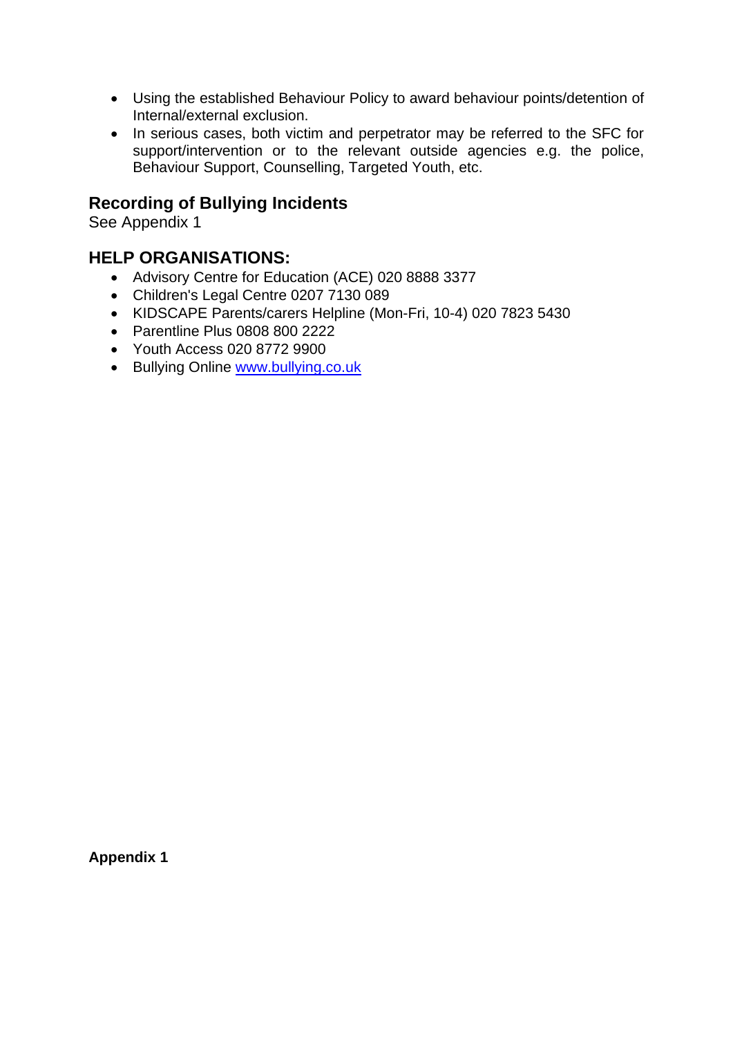- Using the established Behaviour Policy to award behaviour points/detention of Internal/external exclusion.
- In serious cases, both victim and perpetrator may be referred to the SFC for support/intervention or to the relevant outside agencies e.g. the police, Behaviour Support, Counselling, Targeted Youth, etc.

## Recording of Bullying Incidents

See Appendix 1

## HELP ORGANISATIONS:

- Advisory Centre for Education (ACE) 020 8888 3377
- Children's Legal Centre 0207 7130 089
- KIDSCAPE Parents/carers Helpline (Mon-Fri, 10-4) 020 7823 5430
- Parentline Plus 0808 800 2222
- Youth Access 020 8772 9900
- Bullying Online [www.bullying.co.uk](www.bullying.co.uk)

**Appendix 1**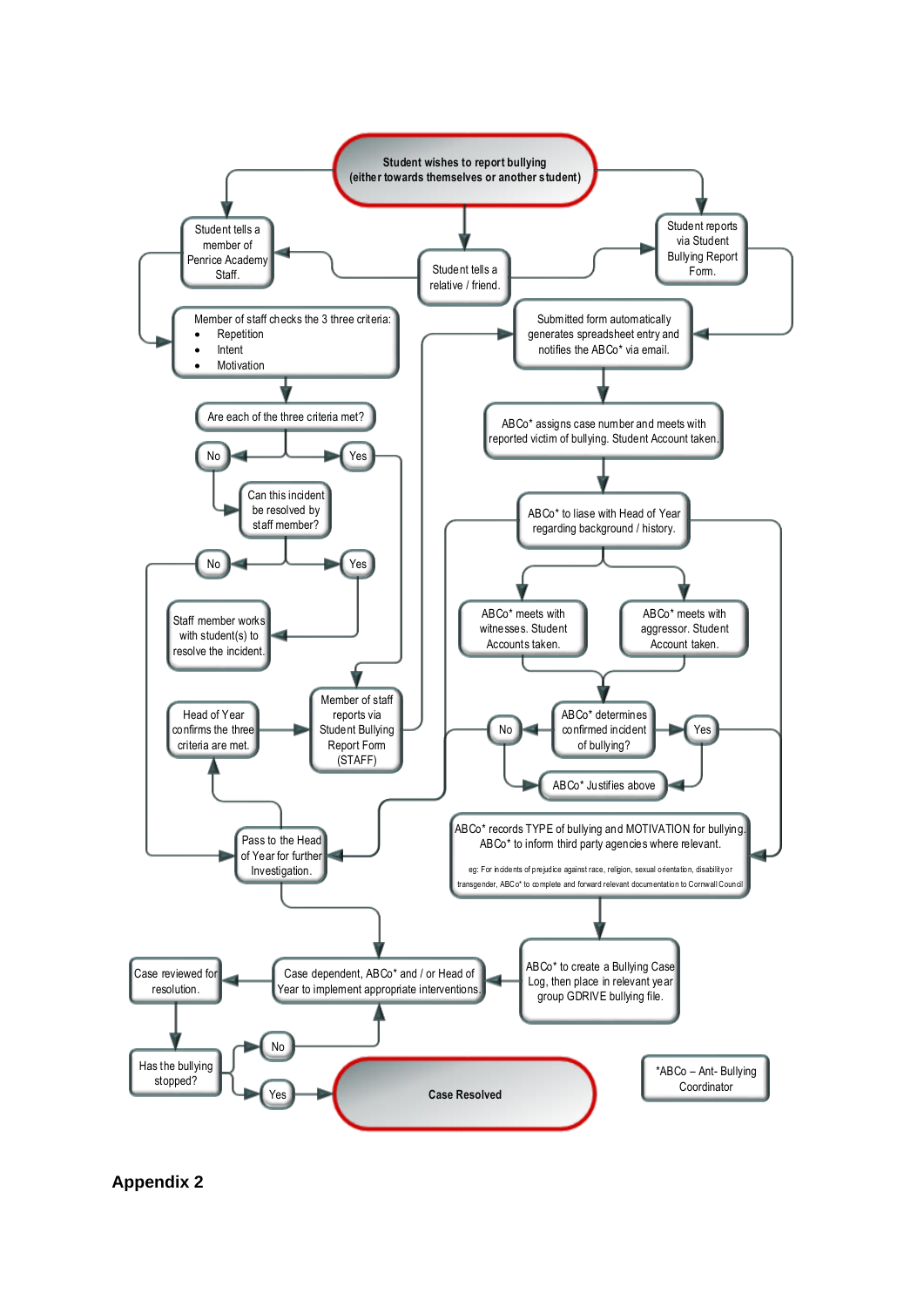**Student wishes to report bullying (either towards themselves or another student)**

Student tells a member of Penrice Academy Staff.

Student tells a relative / friend.

Student reports via Student Bullying Report Form.

Member of staff checks the 3 three criteria:
- Repetition
- Intent
- Motivation

Are each of the three criteria met?

No

Yes

Can this incident be resolved by staff member?

No

Yes

Staff member works with student(s) to resolve the incident.

Head of Year confirms the three criteria are met.

Member of staff reports via Student Bullying Report Form (STAFF)

Pass to the Head of Year for further Investigation.

Submitted form automatically generates spreadsheet entry and notifies the ABCo* via email.

ABCo* assigns case number and meets with reported victim of bullying. Student Account taken.

ABCo* to liase with Head of Year regarding background / history.

ABCo* meets with witnesses. Student Accounts taken.

ABCo* meets with aggressor. Student Account taken.

ABCo* determines confirmed incident of bullying?

No

Yes

ABCo* Justifies above

ABCo* records TYPE of bullying and MOTIVATION for bullying. ABCo* to inform third party agencies where relevant.

eg: For incidents of prejudice against race, religion, sexual orientation, disability or transgender, ABCo* to complete and forward relevant documentation to Cornwall Council

ABCo* to create a Bullying Case Log, then place in relevant year group GDRIVE bullying file.

Case dependent, ABCo* and / or Head of Year to implement appropriate interventions.

Case reviewed for resolution.

Has the bullying stopped?

No

Yes

**Case Resolved**

*ABCo – Ant- Bullying Coordinator

**Appendix 2**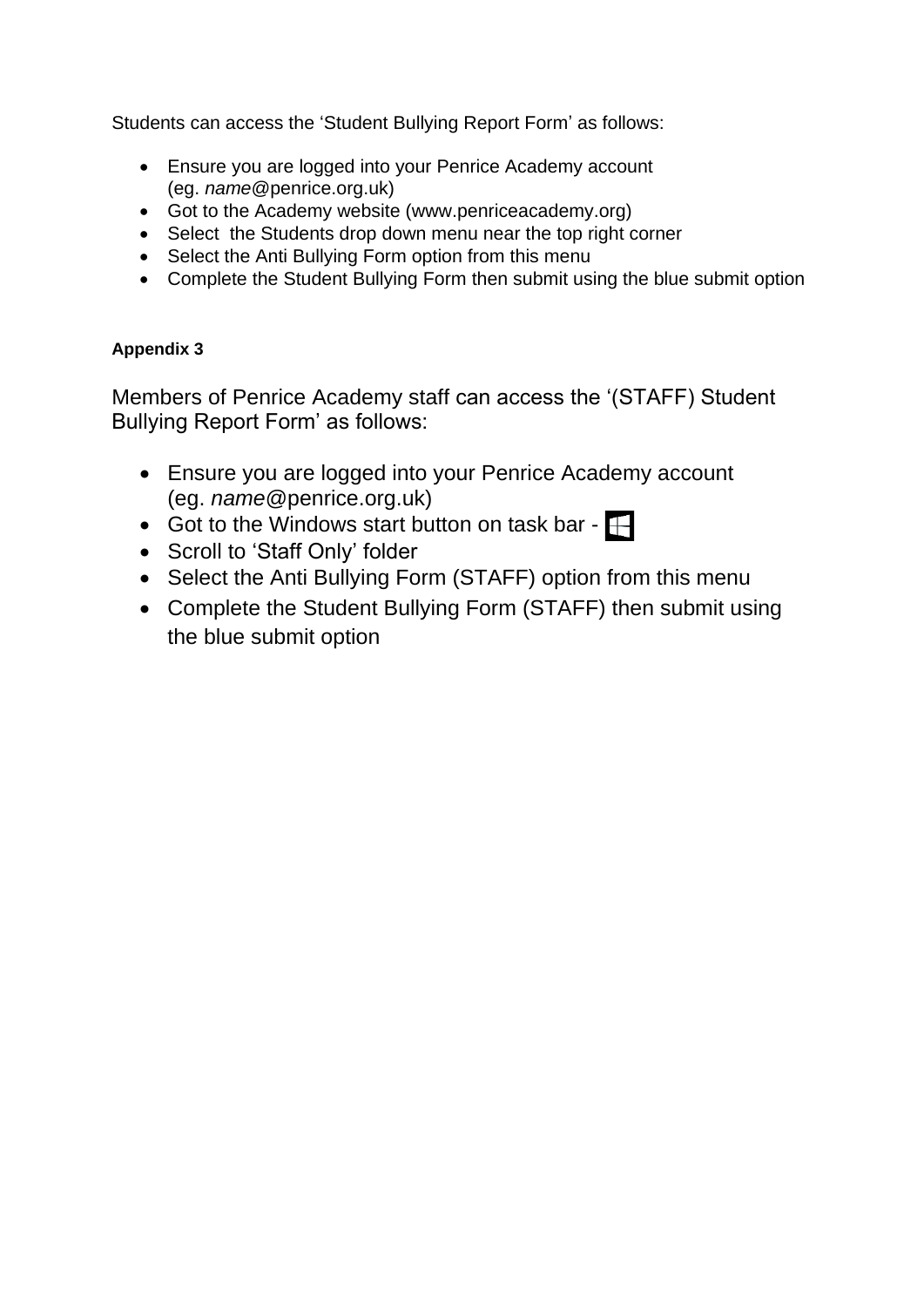Students can access the 'Student Bullying Report Form' as follows:

- Ensure you are logged into your Penrice Academy account (eg. *name*@penrice.org.uk)
- Got to the Academy website (www.penriceacademy.org)
- Select  the Students drop down menu near the top right corner
- Select the Anti Bullying Form option from this menu
- Complete the Student Bullying Form then submit using the blue submit option

**Appendix 3**

Members of Penrice Academy staff can access the '(STAFF) Student Bullying Report Form' as follows:

- Ensure you are logged into your Penrice Academy account (eg. *name*@penrice.org.uk)
- Got to the Windows start button on task bar -
- Scroll to 'Staff Only' folder
- Select the Anti Bullying Form (STAFF) option from this menu
- Complete the Student Bullying Form (STAFF) then submit using the blue submit option